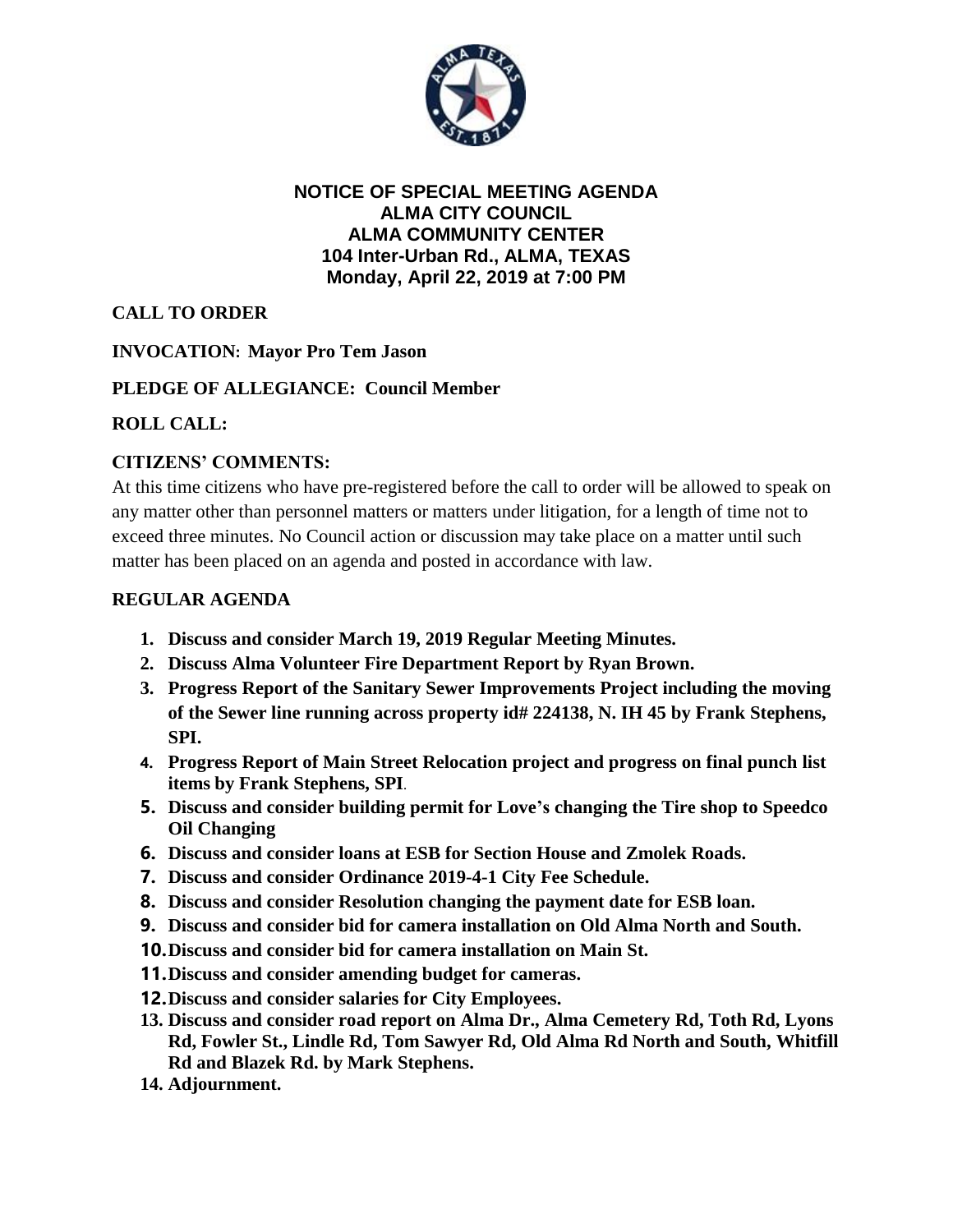# NOTICE OF SPECIAL MEETING AGENDA
# ALMA CITY COUNCIL
# ALMA COMMUNITY CENTER
# 104 Inter-Urban Rd., ALMA, TEXAS
# Monday, April 22, 2019 at 7:00 PM

**CALL TO ORDER**

**INVOCATION: Mayor Pro Tem Jason**

**PLEDGE OF ALLEGIANCE: Council Member**

**ROLL CALL:**

**CITIZENS' COMMENTS:**

At this time citizens who have pre-registered before the call to order will be allowed to speak on any matter other than personnel matters or matters under litigation, for a length of time not to exceed three minutes. No Council action or discussion may take place on a matter until such matter has been placed on an agenda and posted in accordance with law.

**REGULAR AGENDA**

1. **Discuss and consider March 19, 2019 Regular Meeting Minutes.**
2. **Discuss Alma Volunteer Fire Department Report by Ryan Brown.**
3. **Progress Report of the Sanitary Sewer Improvements Project including the moving of the Sewer line running across property id# 224138, N. IH 45 by Frank Stephens, SPI.**
4. **Progress Report of Main Street Relocation project and progress on final punch list items by Frank Stephens, SPI**.
5. **Discuss and consider building permit for Love's changing the Tire shop to Speedco Oil Changing**
6. **Discuss and consider loans at ESB for Section House and Zmolek Roads.**
7. **Discuss and consider Ordinance 2019-4-1 City Fee Schedule.**
8. **Discuss and consider Resolution changing the payment date for ESB loan.**
9. **Discuss and consider bid for camera installation on Old Alma North and South.**
10. **Discuss and consider bid for camera installation on Main St.**
11. **Discuss and consider amending budget for cameras.**
12. **Discuss and consider salaries for City Employees.**
13. **Discuss and consider road report on Alma Dr., Alma Cemetery Rd, Toth Rd, Lyons Rd, Fowler St., Lindle Rd, Tom Sawyer Rd, Old Alma Rd North and South, Whitfill Rd and Blazek Rd. by Mark Stephens.**
14. **Adjournment.**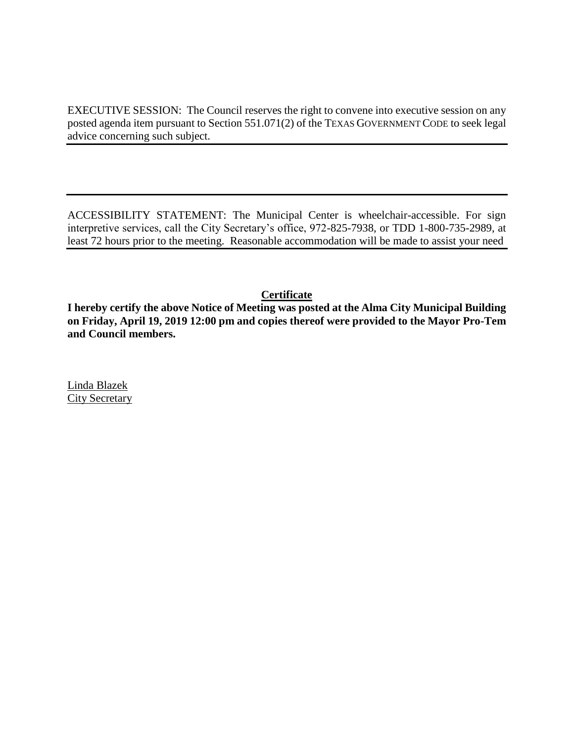EXECUTIVE SESSION: The Council reserves the right to convene into executive session on any posted agenda item pursuant to Section 551.071(2) of the TEXAS GOVERNMENT CODE to seek legal advice concerning such subject.

---

---

ACCESSIBILITY STATEMENT: The Municipal Center is wheelchair-accessible. For sign interpretive services, call the City Secretary's office, 972-825-7938, or TDD 1-800-735-2989, at least 72 hours prior to the meeting. Reasonable accommodation will be made to assist your need

---

**Certificate**

**I hereby certify the above Notice of Meeting was posted at the Alma City Municipal Building on Friday, April 19, 2019 12:00 pm and copies thereof were provided to the Mayor Pro-Tem and Council members.**

Linda Blazek
City Secretary